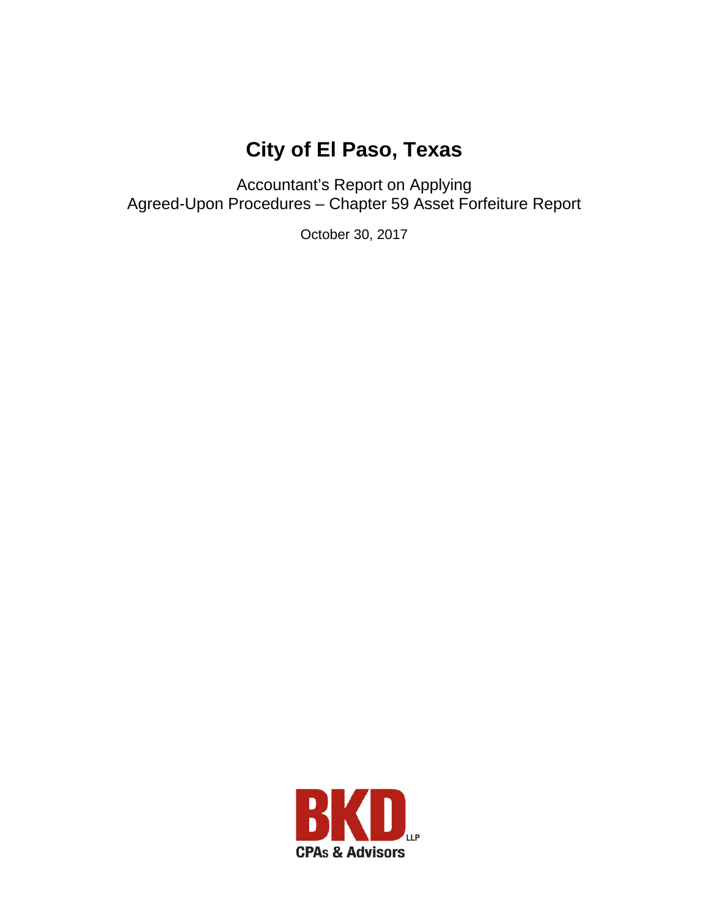# City of El Paso, Texas

Accountant's Report on Applying
Agreed-Upon Procedures – Chapter 59 Asset Forfeiture Report

October 30, 2017

BKD LLP
CPAs & Advisors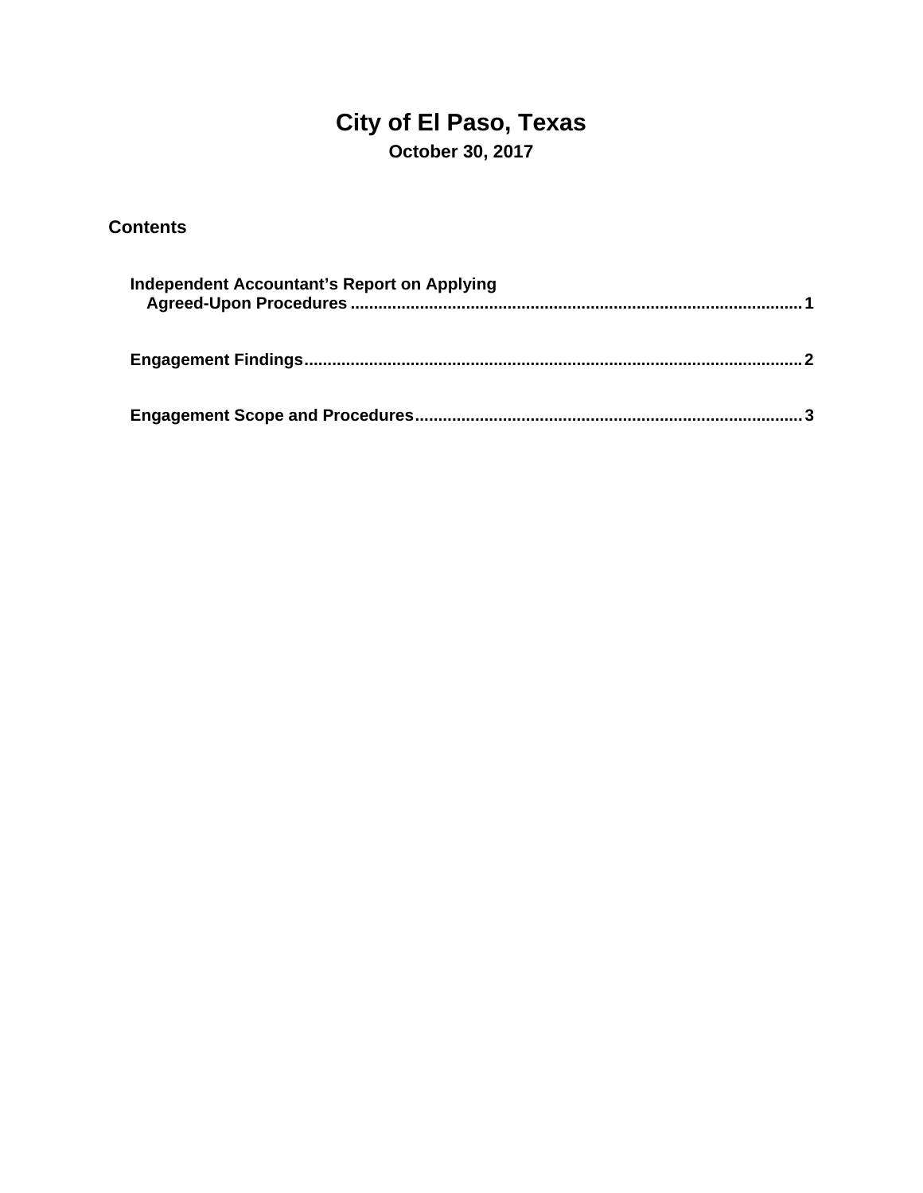# City of El Paso, Texas

**October 30, 2017**

## Contents

| | |
|---|---|
| **Independent Accountant's Report on Applying Agreed-Upon Procedures** | **1** |
| **Engagement Findings** | **2** |
| **Engagement Scope and Procedures** | **3** |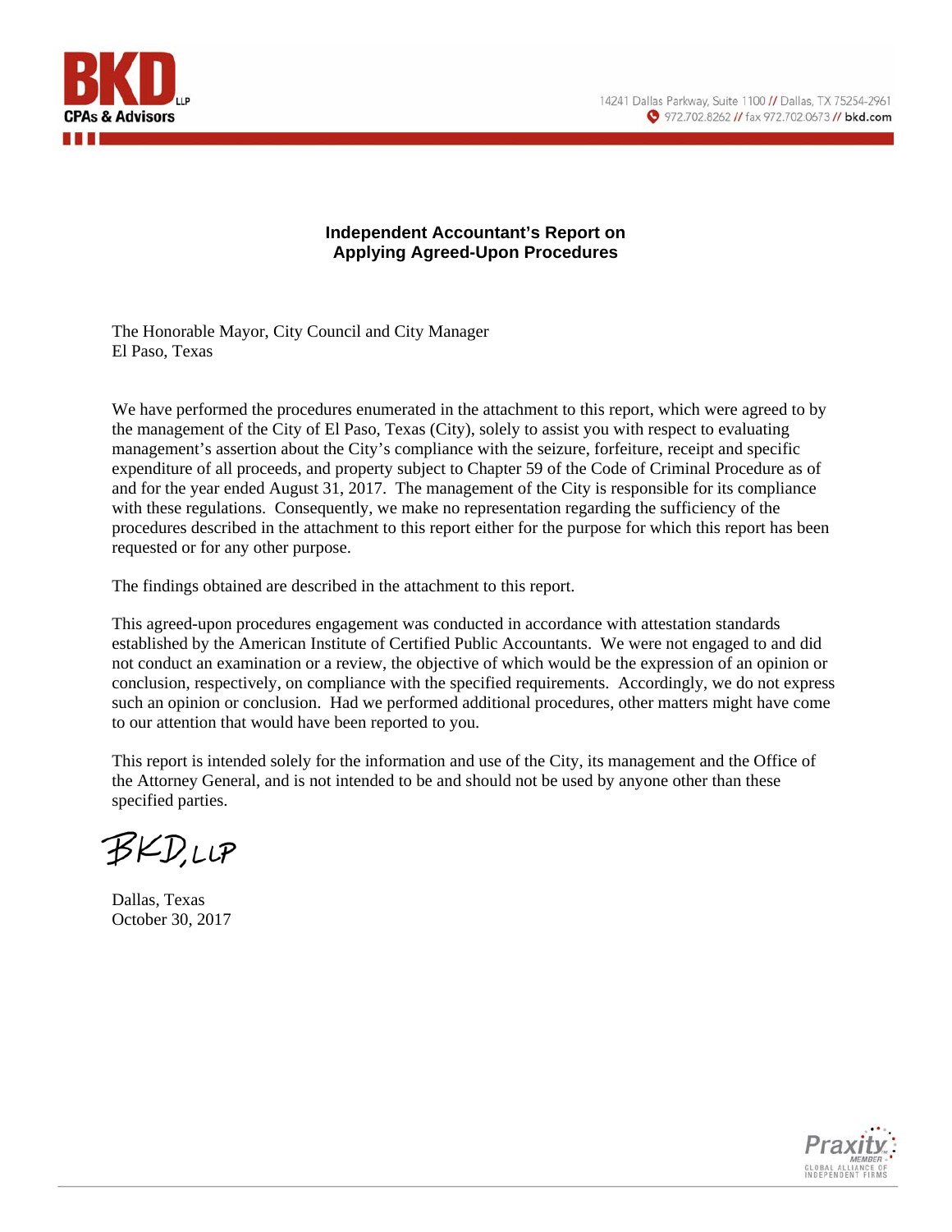BKD LLP
CPAs & Advisors

14241 Dallas Parkway, Suite 1100 // Dallas, TX 75254-2961
972.702.8262 // fax 972.702.0673 // bkd.com

## Independent Accountant's Report on Applying Agreed-Upon Procedures

The Honorable Mayor, City Council and City Manager
El Paso, Texas

We have performed the procedures enumerated in the attachment to this report, which were agreed to by the management of the City of El Paso, Texas (City), solely to assist you with respect to evaluating management's assertion about the City's compliance with the seizure, forfeiture, receipt and specific expenditure of all proceeds, and property subject to Chapter 59 of the Code of Criminal Procedure as of and for the year ended August 31, 2017. The management of the City is responsible for its compliance with these regulations. Consequently, we make no representation regarding the sufficiency of the procedures described in the attachment to this report either for the purpose for which this report has been requested or for any other purpose.

The findings obtained are described in the attachment to this report.

This agreed-upon procedures engagement was conducted in accordance with attestation standards established by the American Institute of Certified Public Accountants. We were not engaged to and did not conduct an examination or a review, the objective of which would be the expression of an opinion or conclusion, respectively, on compliance with the specified requirements. Accordingly, we do not express such an opinion or conclusion. Had we performed additional procedures, other matters might have come to our attention that would have been reported to you.

This report is intended solely for the information and use of the City, its management and the Office of the Attorney General, and is not intended to be and should not be used by anyone other than these specified parties.

BKD, LLP

Dallas, Texas
October 30, 2017

Praxity MEMBER
GLOBAL ALLIANCE OF INDEPENDENT FIRMS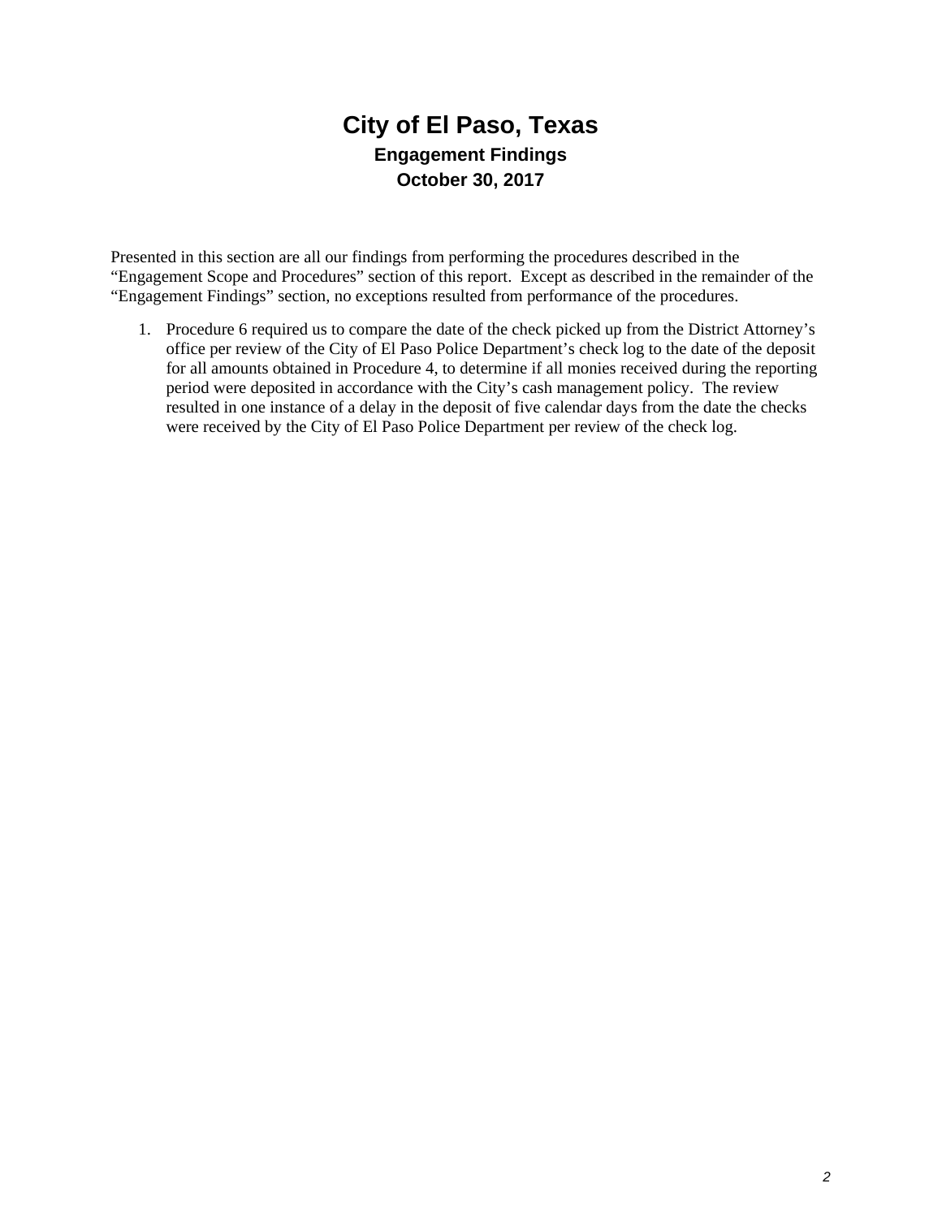# City of El Paso, Texas

## Engagement Findings

## October 30, 2017

Presented in this section are all our findings from performing the procedures described in the "Engagement Scope and Procedures" section of this report. Except as described in the remainder of the "Engagement Findings" section, no exceptions resulted from performance of the procedures.

1. Procedure 6 required us to compare the date of the check picked up from the District Attorney's office per review of the City of El Paso Police Department's check log to the date of the deposit for all amounts obtained in Procedure 4, to determine if all monies received during the reporting period were deposited in accordance with the City's cash management policy. The review resulted in one instance of a delay in the deposit of five calendar days from the date the checks were received by the City of El Paso Police Department per review of the check log.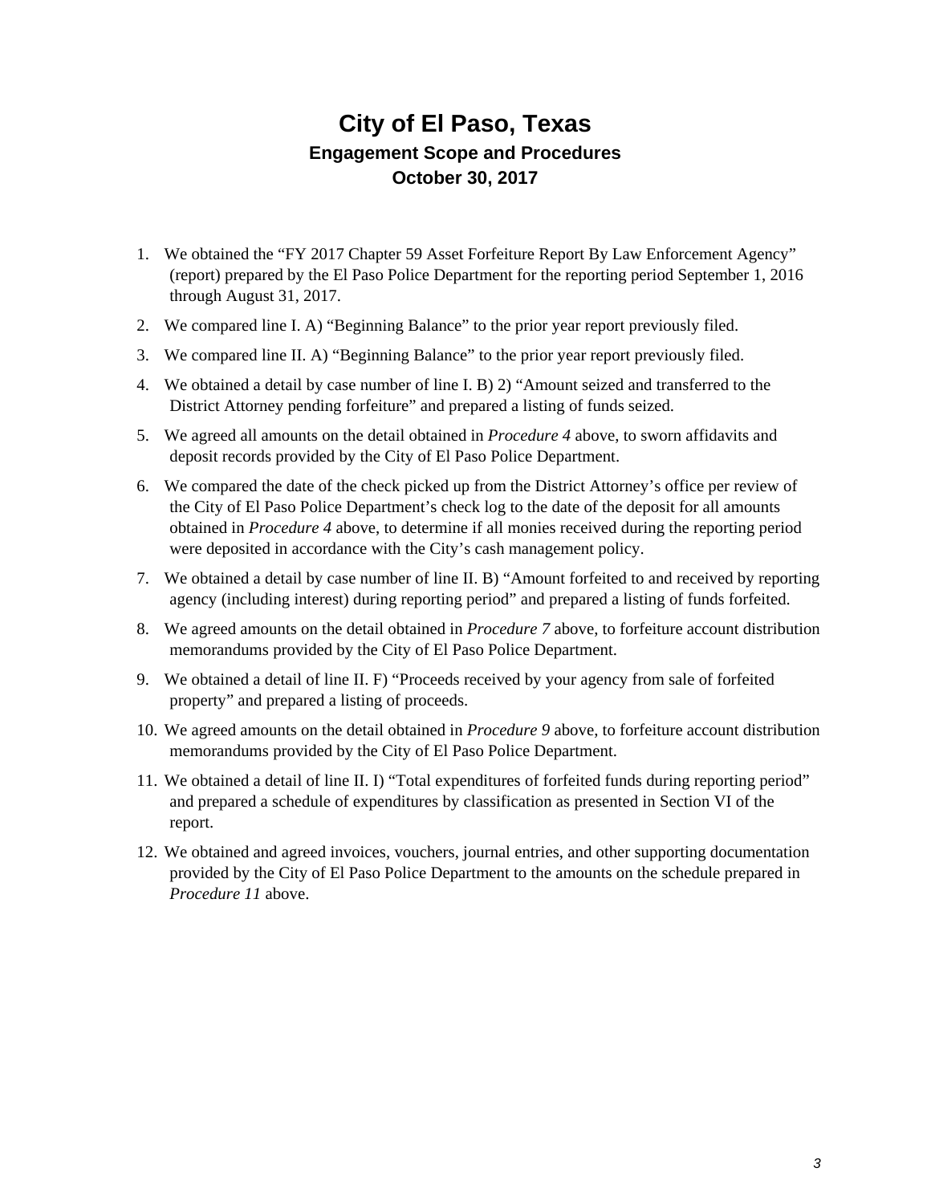# City of El Paso, Texas

## Engagement Scope and Procedures

## October 30, 2017

1. We obtained the "FY 2017 Chapter 59 Asset Forfeiture Report By Law Enforcement Agency" (report) prepared by the El Paso Police Department for the reporting period September 1, 2016 through August 31, 2017.
2. We compared line I. A) "Beginning Balance" to the prior year report previously filed.
3. We compared line II. A) "Beginning Balance" to the prior year report previously filed.
4. We obtained a detail by case number of line I. B) 2) "Amount seized and transferred to the District Attorney pending forfeiture" and prepared a listing of funds seized.
5. We agreed all amounts on the detail obtained in *Procedure 4* above, to sworn affidavits and deposit records provided by the City of El Paso Police Department.
6. We compared the date of the check picked up from the District Attorney's office per review of the City of El Paso Police Department's check log to the date of the deposit for all amounts obtained in *Procedure 4* above, to determine if all monies received during the reporting period were deposited in accordance with the City's cash management policy.
7. We obtained a detail by case number of line II. B) "Amount forfeited to and received by reporting agency (including interest) during reporting period" and prepared a listing of funds forfeited.
8. We agreed amounts on the detail obtained in *Procedure 7* above, to forfeiture account distribution memorandums provided by the City of El Paso Police Department.
9. We obtained a detail of line II. F) "Proceeds received by your agency from sale of forfeited property" and prepared a listing of proceeds.
10. We agreed amounts on the detail obtained in *Procedure 9* above, to forfeiture account distribution memorandums provided by the City of El Paso Police Department.
11. We obtained a detail of line II. I) "Total expenditures of forfeited funds during reporting period" and prepared a schedule of expenditures by classification as presented in Section VI of the report.
12. We obtained and agreed invoices, vouchers, journal entries, and other supporting documentation provided by the City of El Paso Police Department to the amounts on the schedule prepared in *Procedure 11* above.